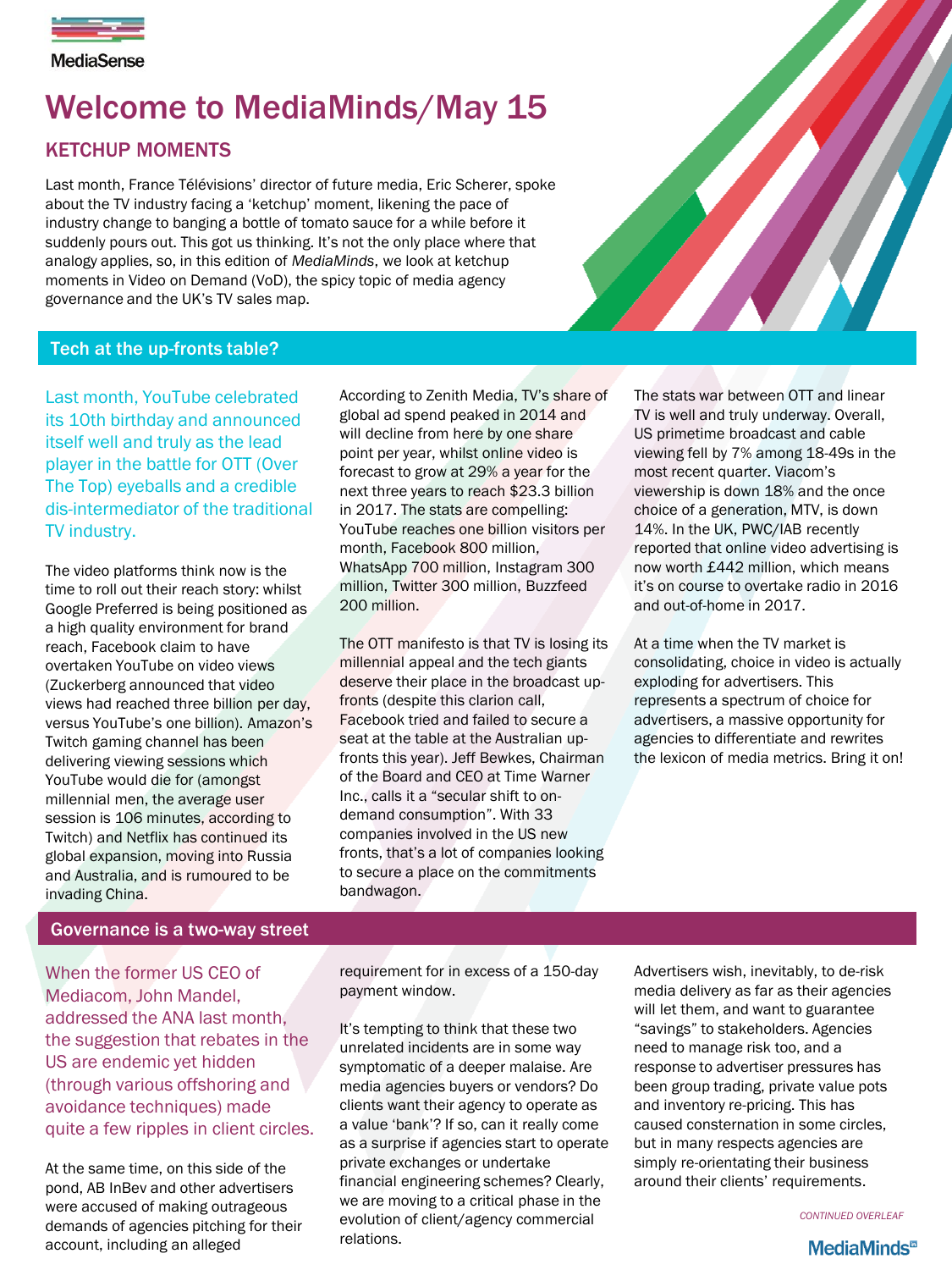MediaSense

# Welcome to MediaMinds/May 15

## KETCHUP MOMENTS

Last month, France Télévisions' director of future media, Eric Scherer, spoke about the TV industry facing a 'ketchup' moment, likening the pace of industry change to banging a bottle of tomato sauce for a while before it suddenly pours out. This got us thinking. It's not the only place where that analogy applies, so, in this edition of *MediaMinds*, we look at ketchup moments in Video on Demand (VoD), the spicy topic of media agency governance and the UK's TV sales map.

## Tech at the up-fronts table?

Last month, YouTube celebrated its 10th birthday and announced itself well and truly as the lead player in the battle for OTT (Over The Top) eyeballs and a credible dis-intermediator of the traditional TV industry.

The video platforms think now is the time to roll out their reach story: whilst Google Preferred is being positioned as a high quality environment for brand reach, Facebook claim to have overtaken YouTube on video views (Zuckerberg announced that video views had reached three billion per day, versus YouTube's one billion). Amazon's Twitch gaming channel has been delivering viewing sessions which YouTube would die for (amongst millennial men, the average user session is 106 minutes, according to Twitch) and Netflix has continued its global expansion, moving into Russia and Australia, and is rumoured to be invading China.

According to Zenith Media, TV's share of global ad spend peaked in 2014 and will decline from here by one share point per year, whilst online video is forecast to grow at 29% a year for the next three years to reach $23.3 billion in 2017. The stats are compelling: YouTube reaches one billion visitors per month, Facebook 800 million, WhatsApp 700 million, Instagram 300 million, Twitter 300 million, Buzzfeed 200 million.

The OTT manifesto is that TV is losing its millennial appeal and the tech giants deserve their place in the broadcast up-fronts (despite this clarion call, Facebook tried and failed to secure a seat at the table at the Australian up-fronts this year). Jeff Bewkes, Chairman of the Board and CEO at Time Warner Inc., calls it a "secular shift to on-demand consumption". With 33 companies involved in the US new fronts, that's a lot of companies looking to secure a place on the commitments bandwagon.

The stats war between OTT and linear TV is well and truly underway. Overall, US primetime broadcast and cable viewing fell by 7% among 18-49s in the most recent quarter. Viacom's viewership is down 18% and the once choice of a generation, MTV, is down 14%. In the UK, PWC/IAB recently reported that online video advertising is now worth £442 million, which means it's on course to overtake radio in 2016 and out-of-home in 2017.

At a time when the TV market is consolidating, choice in video is actually exploding for advertisers. This represents a spectrum of choice for advertisers, a massive opportunity for agencies to differentiate and rewrites the lexicon of media metrics. Bring it on!

## Governance is a two-way street

When the former US CEO of Mediacom, John Mandel, addressed the ANA last month, the suggestion that rebates in the US are endemic yet hidden (through various offshoring and avoidance techniques) made quite a few ripples in client circles.

At the same time, on this side of the pond, AB InBev and other advertisers were accused of making outrageous demands of agencies pitching for their account, including an alleged requirement for in excess of a 150-day payment window.

It's tempting to think that these two unrelated incidents are in some way symptomatic of a deeper malaise. Are media agencies buyers or vendors? Do clients want their agency to operate as a value 'bank'? If so, can it really come as a surprise if agencies start to operate private exchanges or undertake financial engineering schemes? Clearly, we are moving to a critical phase in the evolution of client/agency commercial relations.

Advertisers wish, inevitably, to de-risk media delivery as far as their agencies will let them, and want to guarantee "savings" to stakeholders. Agencies need to manage risk too, and a response to advertiser pressures has been group trading, private value pots and inventory re-pricing. This has caused consternation in some circles, but in many respects agencies are simply re-orientating their business around their clients' requirements.

*CONTINUED OVERLEAF*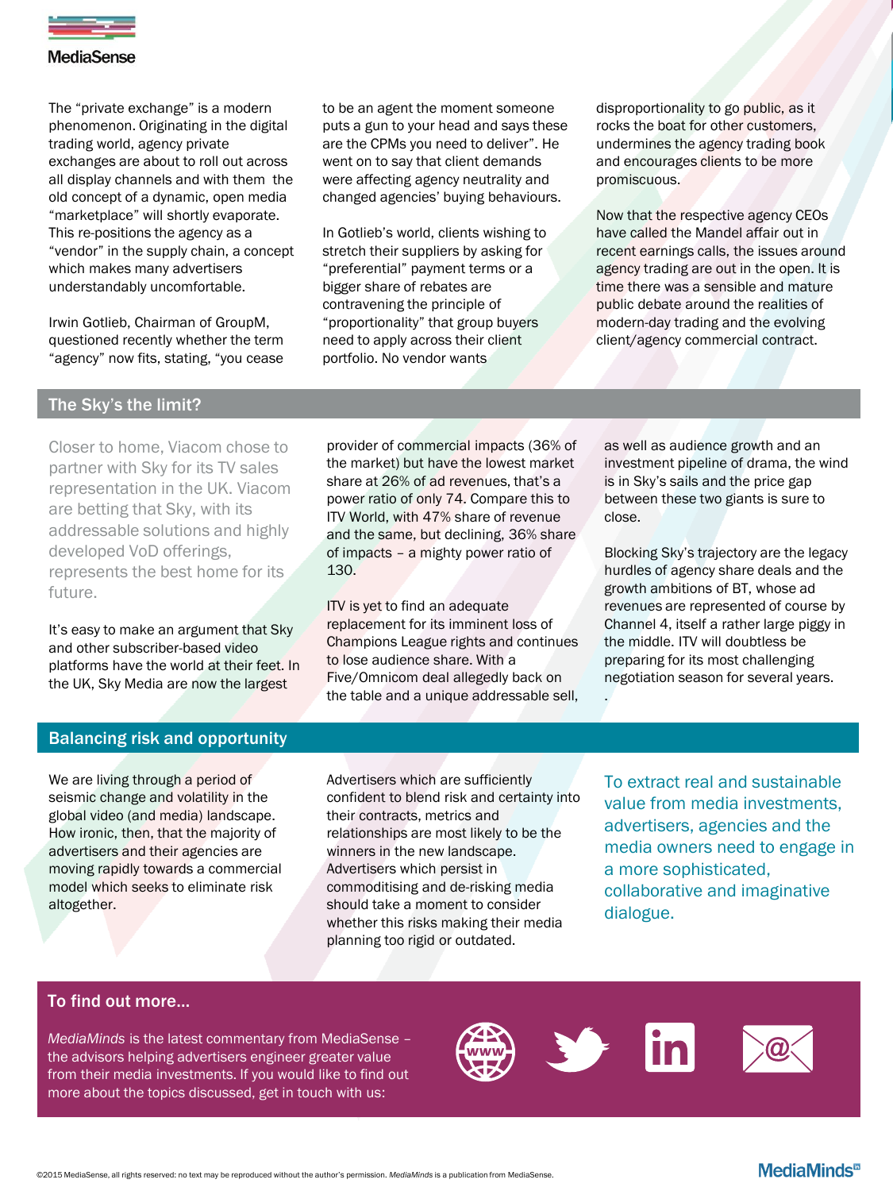The "private exchange" is a modern phenomenon. Originating in the digital trading world, agency private exchanges are about to roll out across all display channels and with them the old concept of a dynamic, open media "marketplace" will shortly evaporate. This re-positions the agency as a "vendor" in the supply chain, a concept which makes many advertisers understandably uncomfortable.

Irwin Gotlieb, Chairman of GroupM, questioned recently whether the term "agency" now fits, stating, "you cease to be an agent the moment someone puts a gun to your head and says these are the CPMs you need to deliver". He went on to say that client demands were affecting agency neutrality and changed agencies' buying behaviours.

In Gotlieb's world, clients wishing to stretch their suppliers by asking for "preferential" payment terms or a bigger share of rebates are contravening the principle of "proportionality" that group buyers need to apply across their client portfolio. No vendor wants disproportionality to go public, as it rocks the boat for other customers, undermines the agency trading book and encourages clients to be more promiscuous.

Now that the respective agency CEOs have called the Mandel affair out in recent earnings calls, the issues around agency trading are out in the open. It is time there was a sensible and mature public debate around the realities of modern-day trading and the evolving client/agency commercial contract.

## The Sky's the limit?

Closer to home, Viacom chose to partner with Sky for its TV sales representation in the UK. Viacom are betting that Sky, with its addressable solutions and highly developed VoD offerings, represents the best home for its future.

It's easy to make an argument that Sky and other subscriber-based video platforms have the world at their feet. In the UK, Sky Media are now the largest provider of commercial impacts (36% of the market) but have the lowest market share at 26% of ad revenues, that's a power ratio of only 74. Compare this to ITV World, with 47% share of revenue and the same, but declining, 36% share of impacts – a mighty power ratio of 130.

ITV is yet to find an adequate replacement for its imminent loss of Champions League rights and continues to lose audience share. With a Five/Omnicom deal allegedly back on the table and a unique addressable sell, as well as audience growth and an investment pipeline of drama, the wind is in Sky's sails and the price gap between these two giants is sure to close.

Blocking Sky's trajectory are the legacy hurdles of agency share deals and the growth ambitions of BT, whose ad revenues are represented of course by Channel 4, itself a rather large piggy in the middle. ITV will doubtless be preparing for its most challenging negotiation season for several years.

## Balancing risk and opportunity

We are living through a period of seismic change and volatility in the global video (and media) landscape. How ironic, then, that the majority of advertisers and their agencies are moving rapidly towards a commercial model which seeks to eliminate risk altogether.

Advertisers which are sufficiently confident to blend risk and certainty into their contracts, metrics and relationships are most likely to be the winners in the new landscape. Advertisers which persist in commoditising and de-risking media should take a moment to consider whether this risks making their media planning too rigid or outdated.

To extract real and sustainable value from media investments, advertisers, agencies and the media owners need to engage in a more sophisticated, collaborative and imaginative dialogue.

## To find out more...

*MediaMinds* is the latest commentary from MediaSense – the advisors helping advertisers engineer greater value from their media investments. If you would like to find out more about the topics discussed, get in touch with us:

©2015 MediaSense, all rights reserved: no text may be reproduced without the author's permission. *MediaMinds* is a publication from MediaSense.